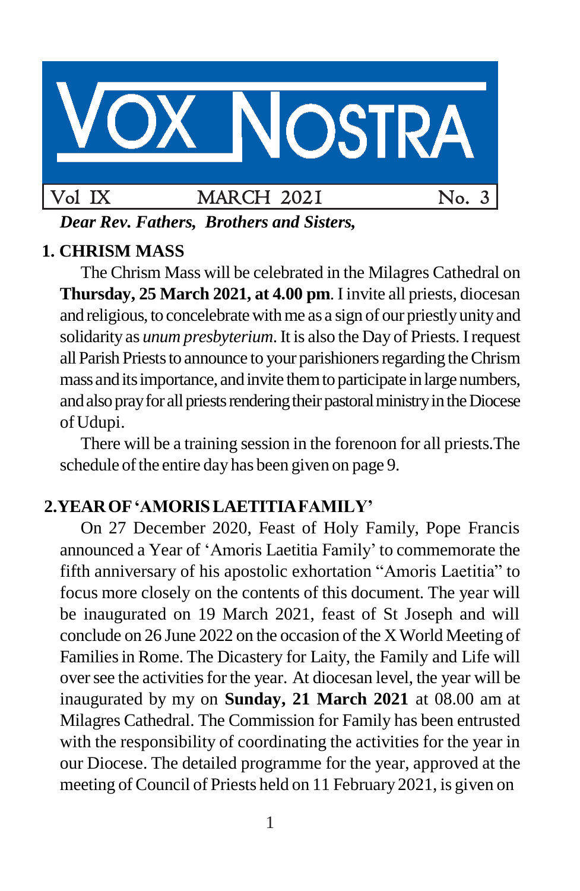# VOX NOSTRA

Vol IX | MARCH 2021 | No. 3

***Dear Rev. Fathers, Brothers and Sisters,***

## 1. CHRISM MASS

The Chrism Mass will be celebrated in the Milagres Cathedral on **Thursday, 25 March 2021, at 4.00 pm**. I invite all priests, diocesan and religious, to concelebrate with me as a sign of our priestly unity and solidarity as *unum presbyterium*. It is also the Day of Priests. I request all Parish Priests to announce to your parishioners regarding the Chrism mass and its importance, and invite them to participate in large numbers, and also pray for all priests rendering their pastoral ministry in the Diocese of Udupi.

There will be a training session in the forenoon for all priests.The schedule of the entire day has been given on page 9.

## 2.YEAR OF 'AMORIS LAETITIA FAMILY'

On 27 December 2020, Feast of Holy Family, Pope Francis announced a Year of 'Amoris Laetitia Family' to commemorate the fifth anniversary of his apostolic exhortation "Amoris Laetitia" to focus more closely on the contents of this document. The year will be inaugurated on 19 March 2021, feast of St Joseph and will conclude on 26 June 2022 on the occasion of the X World Meeting of Families in Rome. The Dicastery for Laity, the Family and Life will over see the activities for the year. At diocesan level, the year will be inaugurated by my on **Sunday, 21 March 2021** at 08.00 am at Milagres Cathedral. The Commission for Family has been entrusted with the responsibility of coordinating the activities for the year in our Diocese. The detailed programme for the year, approved at the meeting of Council of Priests held on 11 February 2021, is given on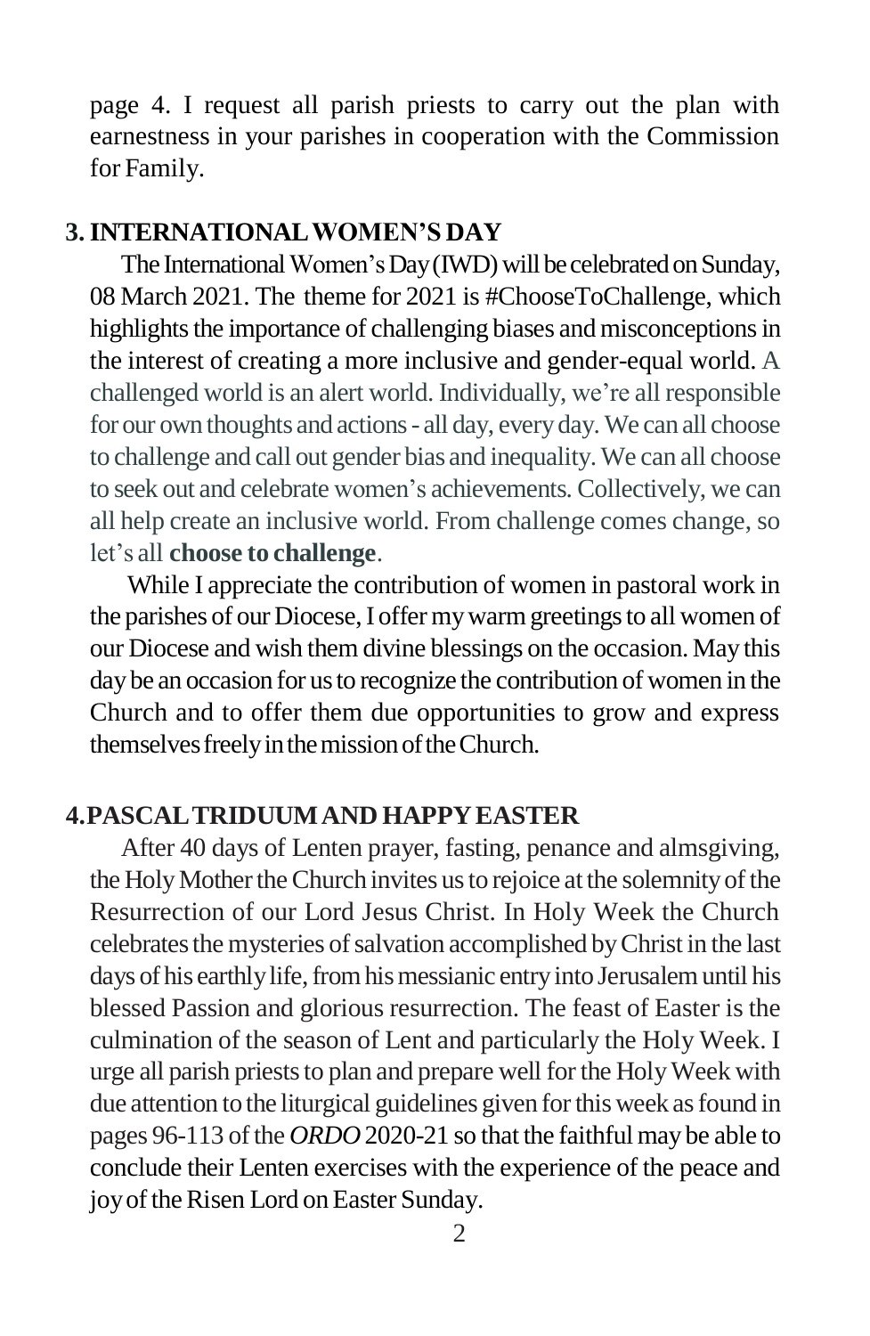page 4. I request all parish priests to carry out the plan with earnestness in your parishes in cooperation with the Commission for Family.

## 3. INTERNATIONAL WOMEN'S DAY

The International Women's Day (IWD) will be celebrated on Sunday, 08 March 2021. The theme for 2021 is #ChooseToChallenge, which highlights the importance of challenging biases and misconceptions in the interest of creating a more inclusive and gender-equal world. A challenged world is an alert world. Individually, we're all responsible for our own thoughts and actions - all day, every day. We can all choose to challenge and call out gender bias and inequality. We can all choose to seek out and celebrate women's achievements. Collectively, we can all help create an inclusive world. From challenge comes change, so let's all **choose to challenge**.

While I appreciate the contribution of women in pastoral work in the parishes of our Diocese, I offer my warm greetings to all women of our Diocese and wish them divine blessings on the occasion. May this day be an occasion for us to recognize the contribution of women in the Church and to offer them due opportunities to grow and express themselves freely in the mission of the Church.

## 4. PASCAL TRIDUUM AND HAPPY EASTER

After 40 days of Lenten prayer, fasting, penance and almsgiving, the Holy Mother the Church invites us to rejoice at the solemnity of the Resurrection of our Lord Jesus Christ. In Holy Week the Church celebrates the mysteries of salvation accomplished by Christ in the last days of his earthly life, from his messianic entry into Jerusalem until his blessed Passion and glorious resurrection. The feast of Easter is the culmination of the season of Lent and particularly the Holy Week. I urge all parish priests to plan and prepare well for the Holy Week with due attention to the liturgical guidelines given for this week as found in pages 96-113 of the *ORDO* 2020-21 so that the faithful may be able to conclude their Lenten exercises with the experience of the peace and joy of the Risen Lord on Easter Sunday.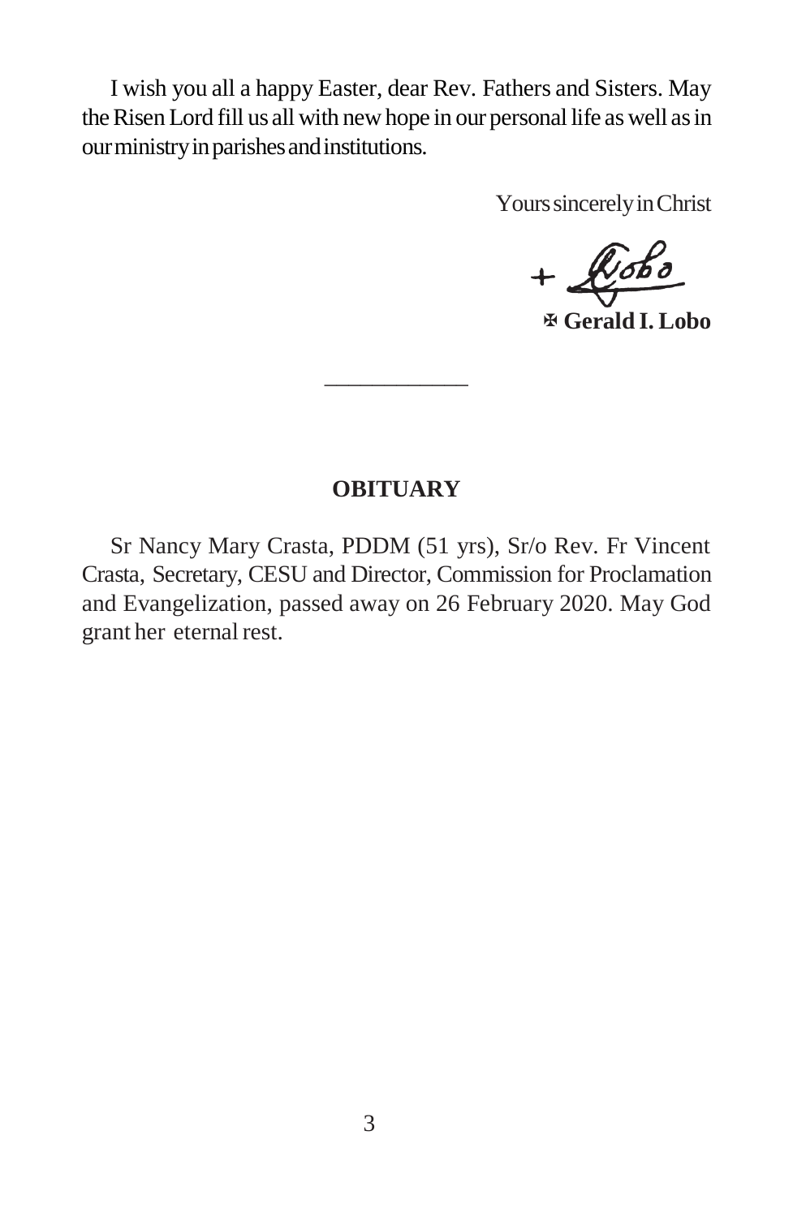I wish you all a happy Easter, dear Rev. Fathers and Sisters. May the Risen Lord fill us all with new hope in our personal life as well as in our ministry in parishes and institutions.

Yours sincerely in Christ

✠ **Gerald I. Lobo**

---

## OBITUARY

Sr Nancy Mary Crasta, PDDM (51 yrs), Sr/o Rev. Fr Vincent Crasta, Secretary, CESU and Director, Commission for Proclamation and Evangelization, passed away on 26 February 2020. May God grant her eternal rest.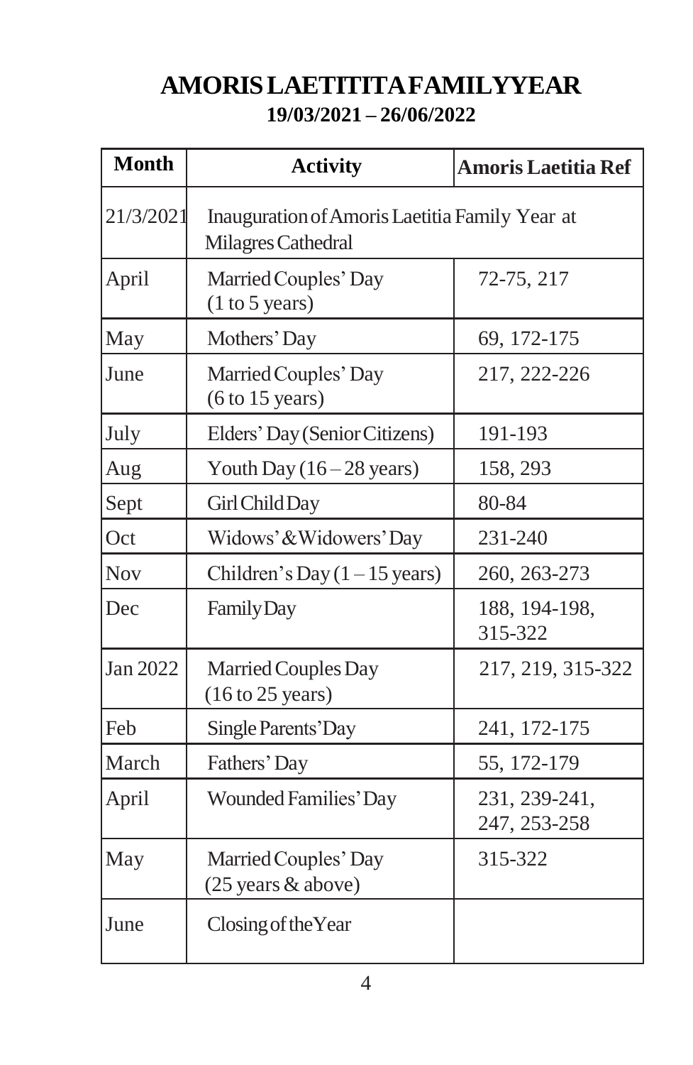# AMORIS LAETITITA FAMILY YEAR

**19/03/2021 – 26/06/2022**

| Month | Activity | Amoris Laetitia Ref |
|---|---|---|
| 21/3/2021 | Inauguration of Amoris Laetitia Family Year at Milagres Cathedral | |
| April | Married Couples' Day (1 to 5 years) | 72-75, 217 |
| May | Mothers' Day | 69, 172-175 |
| June | Married Couples' Day (6 to 15 years) | 217, 222-226 |
| July | Elders' Day (Senior Citizens) | 191-193 |
| Aug | Youth Day (16 – 28 years) | 158, 293 |
| Sept | Girl Child Day | 80-84 |
| Oct | Widows' & Widowers' Day | 231-240 |
| Nov | Children's Day (1 – 15 years) | 260, 263-273 |
| Dec | Family Day | 188, 194-198, 315-322 |
| Jan 2022 | Married Couples Day (16 to 25 years) | 217, 219, 315-322 |
| Feb | Single Parents' Day | 241, 172-175 |
| March | Fathers' Day | 55, 172-179 |
| April | Wounded Families' Day | 231, 239-241, 247, 253-258 |
| May | Married Couples' Day (25 years & above) | 315-322 |
| June | Closing of the Year | |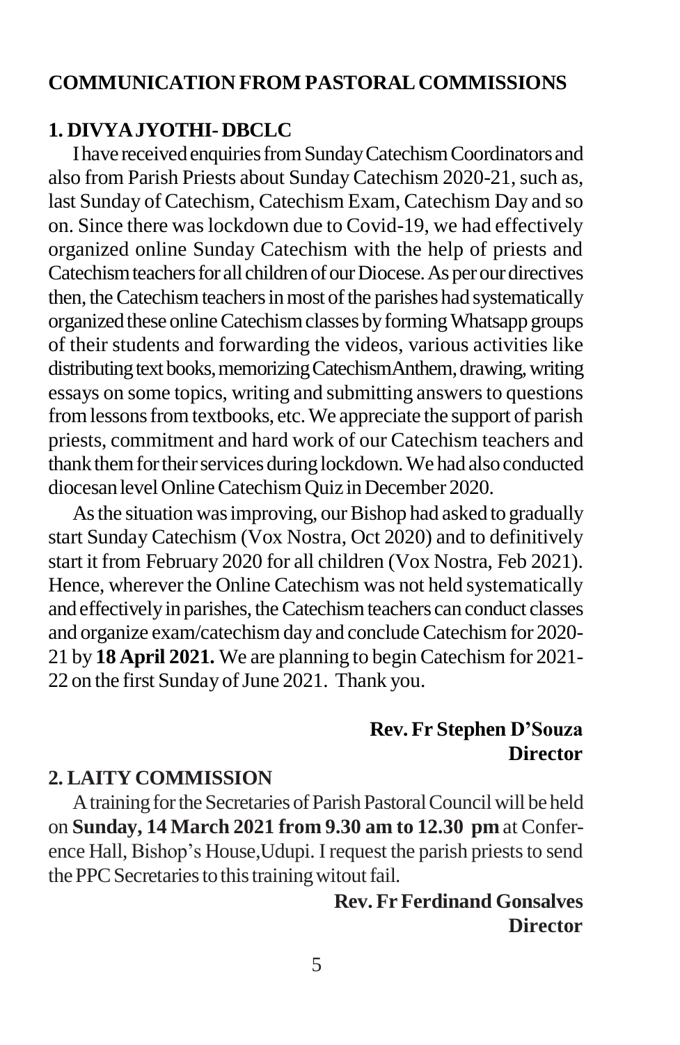## COMMUNICATION FROM PASTORAL COMMISSIONS

### 1. DIVYA JYOTHI- DBCLC

I have received enquiries from Sunday Catechism Coordinators and also from Parish Priests about Sunday Catechism 2020-21, such as, last Sunday of Catechism, Catechism Exam, Catechism Day and so on. Since there was lockdown due to Covid-19, we had effectively organized online Sunday Catechism with the help of priests and Catechism teachers for all children of our Diocese. As per our directives then, the Catechism teachers in most of the parishes had systematically organized these online Catechism classes by forming Whatsapp groups of their students and forwarding the videos, various activities like distributing text books, memorizing CatechismAnthem, drawing, writing essays on some topics, writing and submitting answers to questions from lessons from textbooks, etc. We appreciate the support of parish priests, commitment and hard work of our Catechism teachers and thank them for their services during lockdown. We had also conducted diocesan level Online Catechism Quiz in December 2020.

As the situation was improving, our Bishop had asked to gradually start Sunday Catechism (Vox Nostra, Oct 2020) and to definitively start it from February 2020 for all children (Vox Nostra, Feb 2021). Hence, wherever the Online Catechism was not held systematically and effectively in parishes, the Catechism teachers can conduct classes and organize exam/catechism day and conclude Catechism for 2020-21 by **18 April 2021.** We are planning to begin Catechism for 2021-22 on the first Sunday of June 2021. Thank you.

**Rev. Fr Stephen D'Souza**
**Director**

### 2. LAITY COMMISSION

A training for the Secretaries of Parish Pastoral Council will be held on **Sunday, 14 March 2021 from 9.30 am to 12.30 pm** at Conference Hall, Bishop's House,Udupi. I request the parish priests to send the PPC Secretaries to this training witout fail.

**Rev. Fr Ferdinand Gonsalves**
**Director**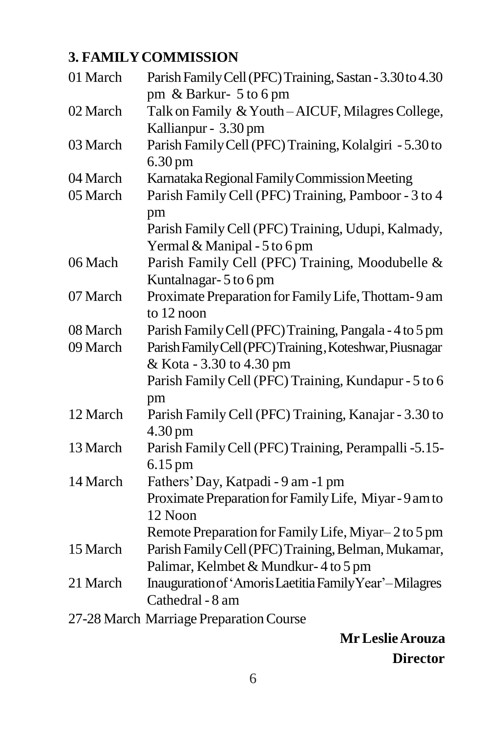### 3. FAMILY COMMISSION

| | |
|---|---|
| 01 March | Parish Family Cell (PFC) Training, Sastan - 3.30 to 4.30 pm & Barkur- 5 to 6 pm |
| 02 March | Talk on Family & Youth – AICUF, Milagres College, Kallianpur - 3.30 pm |
| 03 March | Parish Family Cell (PFC) Training, Kolalgiri - 5.30 to 6.30 pm |
| 04 March | Karnataka Regional Family Commission Meeting |
| 05 March | Parish Family Cell (PFC) Training, Pamboor - 3 to 4 pm |
| | Parish Family Cell (PFC) Training, Udupi, Kalmady, Yermal & Manipal - 5 to 6 pm |
| 06 Mach | Parish Family Cell (PFC) Training, Moodubelle & Kuntalnagar- 5 to 6 pm |
| 07 March | Proximate Preparation for Family Life, Thottam- 9 am to 12 noon |
| 08 March | Parish Family Cell (PFC) Training, Pangala - 4 to 5 pm |
| 09 March | Parish Family Cell (PFC) Training, Koteshwar, Piusnagar & Kota - 3.30 to 4.30 pm |
| | Parish Family Cell (PFC) Training, Kundapur - 5 to 6 pm |
| 12 March | Parish Family Cell (PFC) Training, Kanajar - 3.30 to 4.30 pm |
| 13 March | Parish Family Cell (PFC) Training, Perampalli -5.15- 6.15 pm |
| 14 March | Fathers' Day, Katpadi - 9 am -1 pm |
| | Proximate Preparation for Family Life, Miyar - 9 am to 12 Noon |
| | Remote Preparation for Family Life, Miyar– 2 to 5 pm |
| 15 March | Parish Family Cell (PFC) Training, Belman, Mukamar, Palimar, Kelmbet & Mundkur- 4 to 5 pm |
| 21 March | Inauguration of 'Amoris Laetitia Family Year' – Milagres Cathedral - 8 am |
| 27-28 March | Marriage Preparation Course |

**Mr Leslie Arouza**
**Director**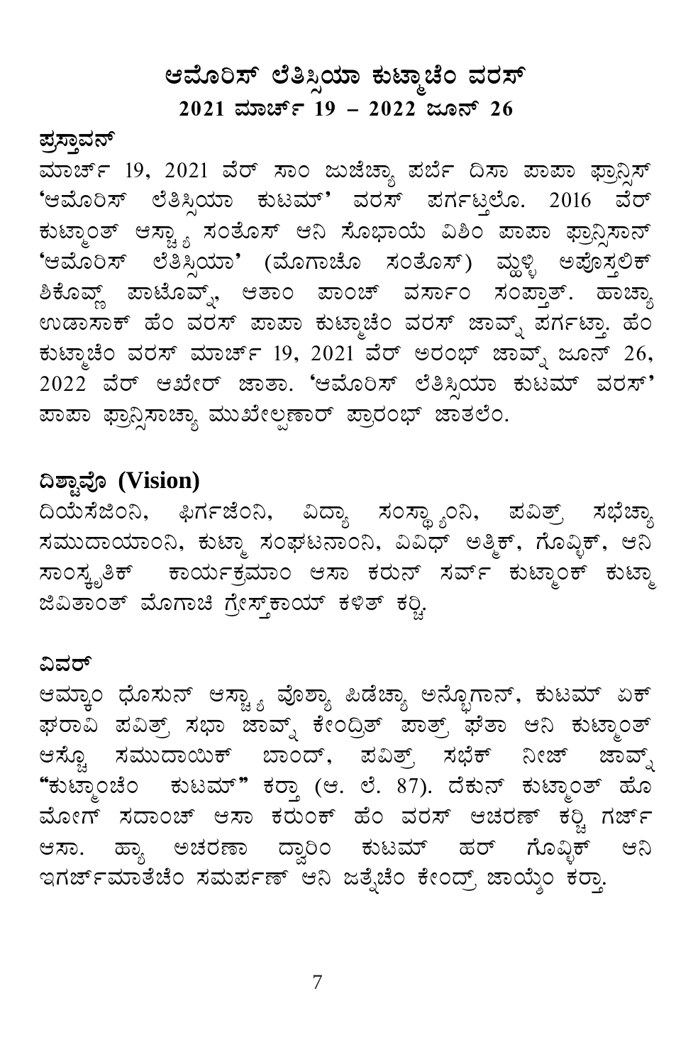# ಆಮೊರಿಸ್ ಲೆತಿಸ್ಸಿಯಾ ಕುಟ್ಮಾಚೆಂ ವರಸ್

## 2021 ಮಾರ್ಚ್ 19 – 2022 ಜೂನ್ 26

### ಪ್ರಸ್ತಾವನ್

ಮಾರ್ಚ್ 19, 2021 ವೆರ್ ಸಾಂ ಜುಜೆಚ್ಯಾ ಪರ್ಬೆ ದಿಸಾ ಪಾಪಾ ಫ್ರಾನ್ಸಿಸ್ 'ಆಮೊರಿಸ್ ಲೆತಿಸ್ಸಿಯಾ ಕುಟಮ್' ವರಸ್ ಪರ್ಗಟ್ಲೆಲೊ. 2016 ವೆರ್ ಕುಟ್ಮಾಂತ್ ಆಸ್ಚ್ಯಾ ಸಂತೊಸ್ ಆನಿ ಸೊಭಾಯೆ ವಿಶಿಂ ಪಾಪಾ ಫ್ರಾನ್ಸಿಸಾನ್ 'ಆಮೊರಿಸ್ ಲೆತಿಸ್ಸಿಯಾ' (ಮೊಗಾಚೊ ಸಂತೊಸ್) ಮ್ಹಳ್ಳಿ ಅಪೊಸ್ತಲಿಕ್ ಶಿಕೊವ್ಣ್ ಪಾಟೊವ್ನ್, ಆತಾಂ ಪಾಂಚ್ ವರ್ಸಾಂ ಸಂಪ್ತಾತ್. ಹಾಚ್ಯಾ ಉಡಾಸಾಕ್ ಹೆಂ ವರಸ್ ಪಾಪಾ ಕುಟ್ಮಾಚೆಂ ವರಸ್ ಜಾವ್ನ್ ಪರ್ಗಟ್ತಾ. ಹೆಂ ಕುಟ್ಮಾಚೆಂ ವರಸ್ ಮಾರ್ಚ್ 19, 2021 ವೆರ್ ಅರಂಭ್ ಜಾವ್ನ್ ಜೂನ್ 26, 2022 ವೆರ್ ಆಖೇರ್ ಜಾತಾ. 'ಆಮೊರಿಸ್ ಲೆತಿಸ್ಸಿಯಾ ಕುಟಮ್ ವರಸ್' ಪಾಪಾ ಫ್ರಾನ್ಸಿಸಾಚ್ಯಾ ಮುಖೇಲ್ಪಣಾರ್ ಪ್ರಾರಂಭ್ ಜಾತಲೆಂ.

### ದಿಶ್ಟಾವೊ (Vision)

ದಿಯೆಸೆಜಿಂನಿ, ಫಿರ್ಗಜೆಂನಿ, ವಿದ್ಯಾ ಸಂಸ್ಥ್ಯಾಂನಿ, ಪವಿತ್ರ್ ಸಭೆಚ್ಯಾ ಸಮುದಾಯಾಂನಿ, ಕುಟ್ಮಾ ಸಂಘಟನಾಂನಿ, ವಿವಿಧ್ ಅತ್ಮಿಕ್, ಗೊವ್ಳಿಕ್, ಆನಿ ಸಾಂಸ್ಕೃತಿಕ್ ಕಾರ್ಯಕ್ರಮಾಂ ಆಸಾ ಕರುನ್ ಸರ್ವ್ ಕುಟ್ಮಾಂಕ್ ಕುಟ್ಮಾ ಜಿವಿತಾಂತ್ ಮೊಗಾಚಿ ಗ್ರೇಸ್ತ್‌ಕಾಯ್ ಕಳಿತ್ ಕರ್ಚಿ.

### ವಿವರ್

ಆಮ್ಕಾಂ ಧೊಸುನ್ ಆಸ್ಚ್ಯಾ ವೊಶ್ಯಾ ಪಿಡೆಚ್ಯಾ ಅನ್ಭೊಗಾನ್, ಕುಟಮ್ ಏಕ್ ಘರಾವಿ ಪವಿತ್ರ್ ಸಭಾ ಜಾವ್ನ್ ಕೇಂದ್ರಿತ್ ಪಾತ್ರ್ ಘೆತಾ ಆನಿ ಕುಟ್ಮಾಂತ್ ಆಸ್ಚೊ ಸಮುದಾಯಿಕ್ ಬಾಂದ್, ಪವಿತ್ರ್ ಸಭೆಕ್ ನೀಜ್ ಜಾವ್ನ್ "ಕುಟ್ಮಾಂಚೆಂ ಕುಟಮ್" ಕರ್ತಾ (ಆ. ಲೆ. 87). ದೆಕುನ್ ಕುಟ್ಮಾಂತ್ ಹೊ ಮೋಗ್ ಸದಾಂಚ್ ಆಸಾ ಕರುಂಕ್ ಹೆಂ ವರಸ್ ಆಚರಣ್ ಕರ್ಚಿ ಗರ್ಜ್ ಆಸಾ. ಹ್ಯಾ ಅಚರಣಾ ದ್ವಾರಿಂ ಕುಟಮ್ ಹರ್ ಗೊವ್ಳಿಕ್ ಆನಿ ಇಗರ್ಜ್‌ಮಾತೆಚೆಂ ಸಮರ್ಪಣ್ ಆನಿ ಜತ್ನೆಚೆಂ ಕೇಂದ್ರ್ ಜಾಯ್ತೆಂ ಕರ್ತಾ.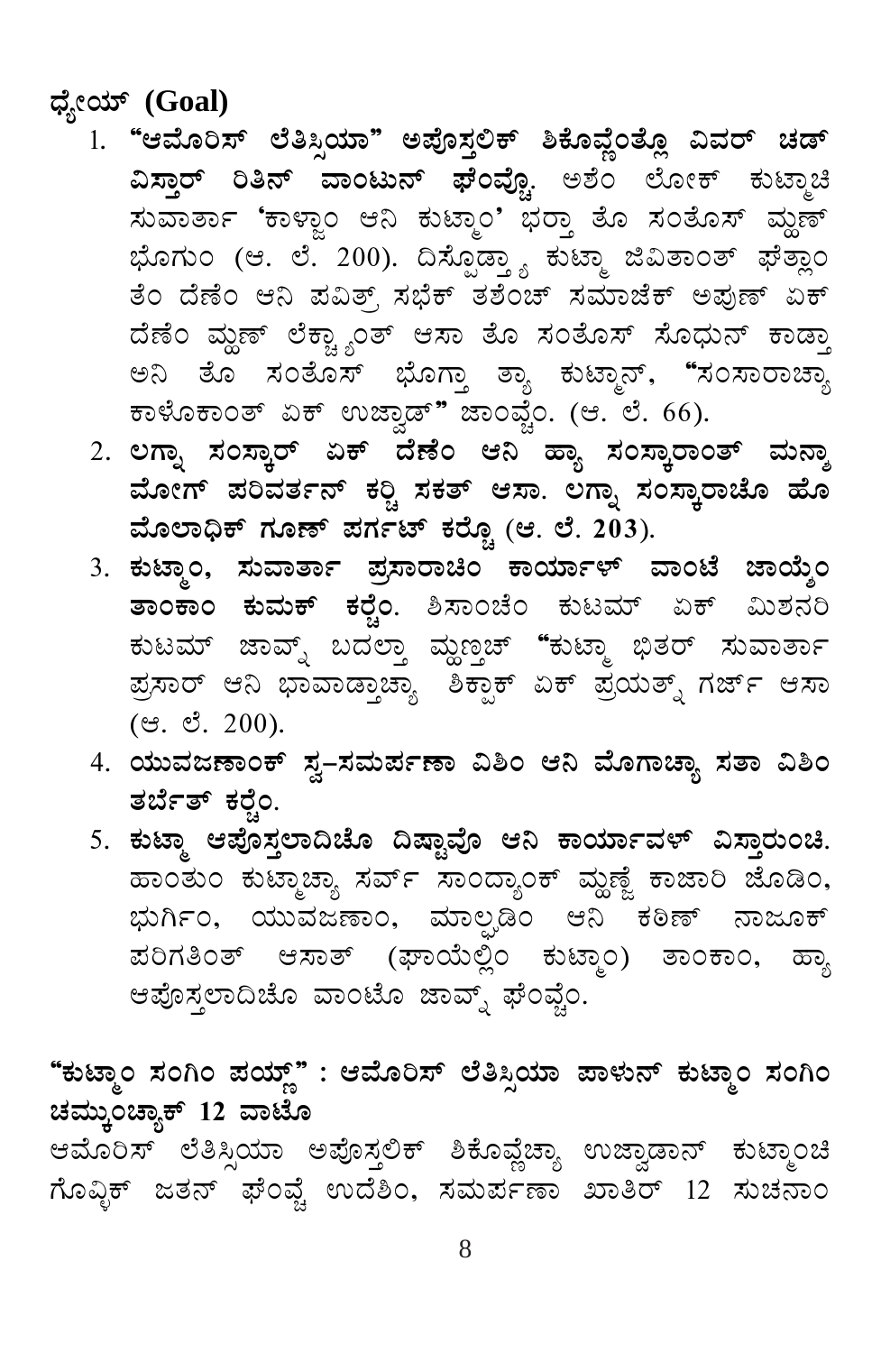**ಧ್ಯೇಯ್ (Goal)**

1. **"ಆಮೊರಿಸ್ ಲೆತಿಸ್ಸಿಯಾ" ಅಪೊಸ್ತಲಿಕ್ ಶಿಕೊವ್ಣೆಂತ್ಲೊ ವಿವರ್ ಚಡ್ ವಿಸ್ತಾರ್ ರಿತಿನ್ ವಾಂಟುನ್ ಘೆಂವ್ಚೊ.** ಅಶೆಂ ಲೋಕ್ ಕುಟ್ಮಾಚಿ ಸುವಾರ್ತಾ 'ಕಾಳ್ಜಾಂ ಆನಿ ಕುಟ್ಮಾಂ' ಭರ್‍ತಾ ತೊ ಸಂತೊಸ್ ಮ್ಹಣ್ ಭೊಗುಂ (ಆ. ಲೆ. 200). ದಿಸ್ಪೊಡ್ತ್ಯಾ ಕುಟ್ಮಾ ಜಿವಿತಾಂತ್ ಘೆತ್ಲಾಂ ತೆಂ ದೆಣೆಂ ಆನಿ ಪವಿತ್ರ್ ಸಭೆಕ್ ತಶೆಂಚ್ ಸಮಾಜೆಕ್ ಅಪುಣ್ ಏಕ್ ದೆಣೆಂ ಮ್ಹಣ್ ಲೆಕ್ಚ್ಯಾಂತ್ ಆಸಾ ತೊ ಸಂತೊಸ್ ಸೊಧುನ್ ಕಾಡ್ತಾ ಅನಿ ತೊ ಸಂತೊಸ್ ಭೊಗ್ತಾ ತ್ಯಾ ಕುಟ್ಮಾನ್, "ಸಂಸಾರಾಚ್ಯಾ ಕಾಳೊಕಾಂತ್ ಏಕ್ ಉಜ್ವಾಡ್" ಜಾಂವ್ಚೆಂ. (ಆ. ಲೆ. 66).
2. **ಲಗ್ನಾ ಸಂಸ್ಕಾರ್ ಏಕ್ ದೆಣೆಂ ಆನಿ ಹ್ಯಾ ಸಂಸ್ಕಾರಾಂತ್ ಮನ್ಶಾ ಮೋಗ್ ಪರಿವರ್ತನ್ ಕರ್‍ಚಿ ಸಕತ್ ಆಸಾ. ಲಗ್ನಾ ಸಂಸ್ಕಾರಾಚೊ ಹೊ ಮೊಲಾಧಿಕ್ ಗೂಣ್ ಪರ್ಗಟ್ ಕರ್‍ಚೊ (ಆ. ಲೆ. 203).**
3. **ಕುಟ್ಮಾಂ, ಸುವಾರ್ತಾ ಪ್ರಸಾರಾಚಿಂ ಕಾರ್ಯಾಳ್ ವಾಂಟೆ ಜಾಯ್ತೆಂ ತಾಂಕಾಂ ಕುಮಕ್ ಕರ್‍ಚೆಂ.** ಶಿಸಾಂಚೆಂ ಕುಟಮ್ ಏಕ್ ಮಿಶನರಿ ಕುಟಮ್ ಜಾವ್ನ್ ಬದಲ್ತಾ ಮ್ಹಣ್ತಚ್ "ಕುಟ್ಮಾ ಭಿತರ್ ಸುವಾರ್ತಾ ಪ್ರಸಾರ್ ಆನಿ ಭಾವಾಡ್ತಾಚ್ಯಾ ಶಿಕ್ಪಾಕ್ ಏಕ್ ಪ್ರಯತ್ನ್ ಗರ್ಜ್ ಆಸಾ (ಆ. ಲೆ. 200).
4. **ಯುವಜಣಾಂಕ್ ಸ್ವ-ಸಮರ್ಪಣಾ ವಿಶಿಂ ಆನಿ ಮೊಗಾಚ್ಯಾ ಸತಾ ವಿಶಿಂ ತರ್ಬೆತ್ ಕರ್‍ಚೆಂ.**
5. **ಕುಟ್ಮಾ ಆಪೊಸ್ತಲಾದಿಚೊ ದಿಷ್ಟಾವೊ ಆನಿ ಕಾರ್ಯಾವಳ್ ವಿಸ್ತಾರುಂಚಿ.** ಹಾಂತುಂ ಕುಟ್ಮಾಚ್ಯಾ ಸರ್ವ್ ಸಾಂದ್ಯಾಂಕ್ ಮ್ಹಣ್ಜೆ ಕಾಜಾರಿ ಜೊಡಿಂ, ಭುರ್ಗಿಂ, ಯುವಜಣಾಂ, ಮಾಲ್ಘಡಿಂ ಆನಿ ಕಠಿಣ್ ನಾಜೂಕ್ ಪರಿಗತಿಂತ್ ಆಸಾತ್ (ಘಾಯೆಲ್ಲಿಂ ಕುಟ್ಮಾಂ) ತಾಂಕಾಂ, ಹ್ಯಾ ಆಪೊಸ್ತಲಾದಿಚೊ ವಾಂಟೊ ಜಾವ್ನ್ ಘೆಂವ್ಚೆಂ.

**"ಕುಟ್ಮಾಂ ಸಂಗಿಂ ಪಯ್ಣ್" : ಆಮೊರಿಸ್ ಲೆತಿಸ್ಸಿಯಾ ಪಾಳುನ್ ಕುಟ್ಮಾಂ ಸಂಗಿಂ ಚಮ್ಕುಂಚ್ಯಾಕ್ 12 ವಾಟೊ**

ಆಮೊರಿಸ್ ಲೆತಿಸ್ಸಿಯಾ ಅಪೊಸ್ತಲಿಕ್ ಶಿಕೊವ್ಣೆಚ್ಯಾ ಉಜ್ವಾಡಾನ್ ಕುಟ್ಮಾಂಚಿ ಗೊಪ್ಷಿಕ್ ಜತನ್ ಘೆಂವ್ಚೆ ಉದೆಶಿಂ, ಸಮರ್ಪಣಾ ಖಾತಿರ್ 12 ಸುಚನಾಂ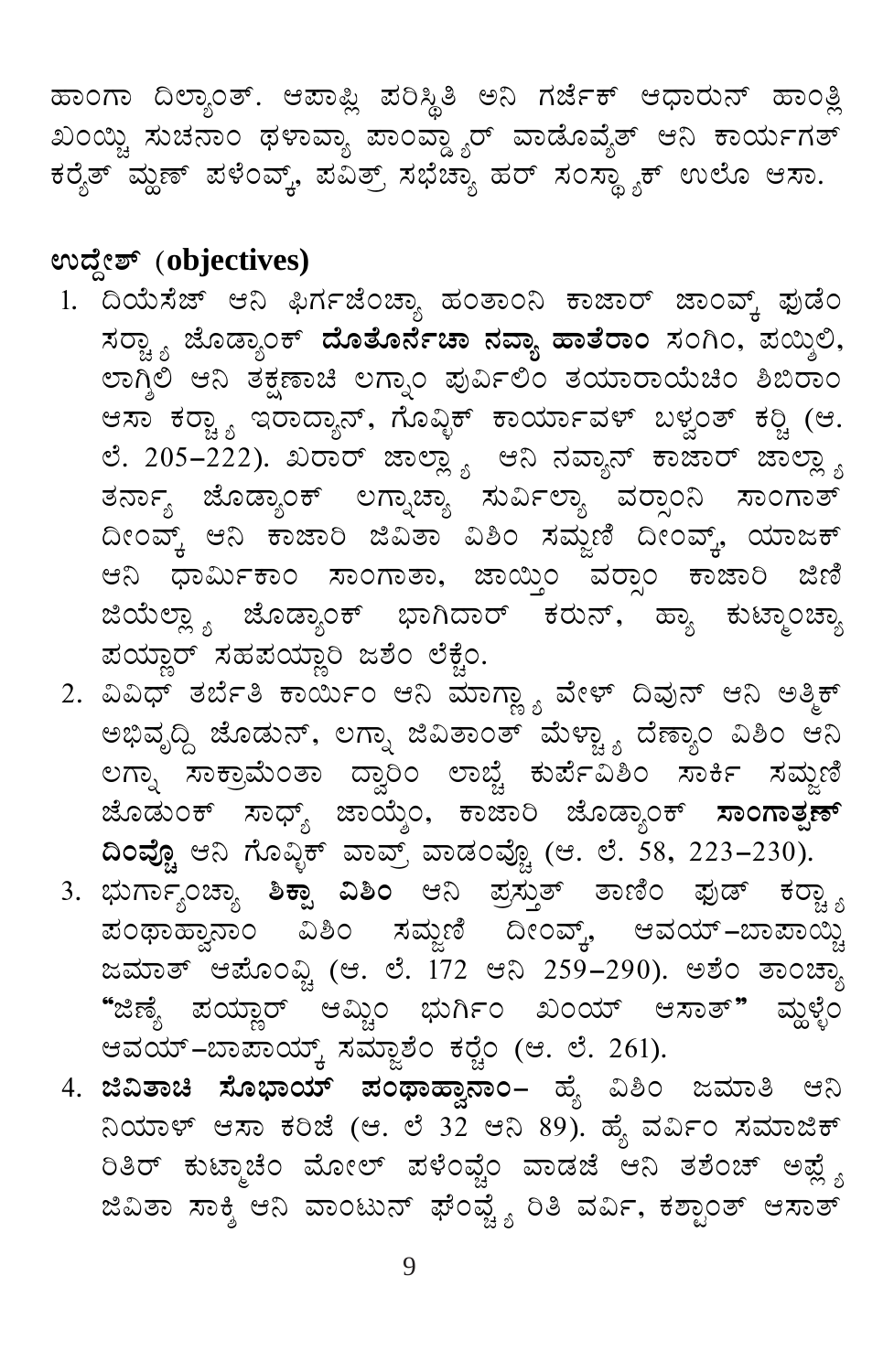ಹಾಂಗಾ ದಿಲ್ಯಾಂತ್. ಆಪಾಪ್ಲಿ ಪರಿಸ್ಥಿತಿ ಅನಿ ಗರ್ಜೆಕ್ ಆಧಾರುನ್ ಹಾಂತ್ಲಿ ಖಂಯ್ಚಿ ಸುಚನಾಂ ಥಳಾವ್ಯಾ ಪಾಂವ್ಡ್ಯಾರ್ ವಾಡೊವ್ಯೆತ್ ಆನಿ ಕಾರ್ಯಗತ್ ಕರ್ಯೆತ್ ಮ್ಹಣ್ ಪಳೆಂವ್ಕ್, ಪವಿತ್ರ್ ಸಭೆಚ್ಯಾ ಹರ್ ಸಂಸ್ಥ್ಯಾಕ್ ಉಲೊ ಆಸಾ.

## ಉದ್ದೇಶ್ (objectives)

1. ದಿಯೆಸೆಜ್ ಆನಿ ಫಿರ್ಗಜೆಂಚ್ಯಾ ಹಂತಾಂನಿ ಕಾಜಾರ್ ಜಾಂವ್ಕ್ ಫುಡೆಂ ಸರ್‍ಚ್ಯಾ ಜೊಡ್ಯಾಂಕ್ **ದೊತೊರ್ನೆಚಾ ನವ್ಯಾ ಹಾತೆರಾಂ** ಸಂಗಿಂ, ಪಯ್ಲಿಂ, ಲಾಗ್ಶಿಲಿ ಆನಿ ತಕ್ಷಣಾಚಿ ಲಗ್ನಾಂ ಪುರ್ವಿಲಿಂ ತಯಾರಾಯೆಚಿಂ ಶಿಬಿರಾಂ ಆಸಾ ಕರ್‍ಚ್ಯಾ ಇರಾದ್ಯಾನ್, ಗೊವ್ಳಿಕ್ ಕಾರ್ಯಾವಳ್ ಬಳ್ವಂತ್ ಕರ್ಚಿ (ಆ. ಲೆ. 205–222). ಖರಾರ್ ಜಾಲ್ಲ್ಯಾ ಆನಿ ನವ್ಯಾನ್ ಕಾಜಾರ್ ಜಾಲ್ಲ್ಯಾ ತರ್ನ್ಯಾ ಜೊಡ್ಯಾಂಕ್ ಲಗ್ನಾಚ್ಯಾ ಸುರ್ವಿಲ್ಯಾ ವರ್ಸಾಂನಿ ಸಾಂಗಾತ್ ದೀಂವ್ಕ್ ಆನಿ ಕಾಜಾರಿ ಜಿವಿತಾ ವಿಶಿಂ ಸಮ್ಜಣಿ ದೀಂವ್ಕ್, ಯಾಜಕ್ ಆನಿ ಧಾರ್ಮಿಕಾಂ ಸಾಂಗಾತಾ, ಜಾಯ್ತಿಂ ವರ್ಸಾಂ ಕಾಜಾರಿ ಜಿಣಿ ಜಿಯೆಲ್ಲ್ಯಾ ಜೊಡ್ಯಾಂಕ್ ಭಾಗಿದಾರ್ ಕರುನ್, ಹ್ಯಾ ಕುಟ್ಮಾಂಚ್ಯಾ ಪಯ್ಣಾರ್ ಸಹಪಯ್ಣಾರಿ ಜಶೆಂ ಲೆಕ್ಚೆಂ.
2. ವಿವಿಧ್ ತರ್ಬೆತಿ ಕಾರ್ಯಿಂ ಆನಿ ಮಾಗ್ಣ್ಯಾ ವೇಳ್ ದಿವುನ್ ಆನಿ ಅತ್ಮಿಕ್ ಅಭಿವೃದ್ದಿ ಜೊಡುನ್, ಲಗ್ನಾ ಜಿವಿತಾಂತ್ ಮೆಳ್ಚ್ಯಾ ದೆಣ್ಯಾಂ ವಿಶಿಂ ಆನಿ ಲಗ್ನಾ ಸಾಕ್ರಾಮೆಂತಾ ದ್ವಾರಿಂ ಲಾಬ್ಚೆ ಕುರ್ಪೆವಿಶಿಂ ಸಾರ್ಕಿ ಸಮ್ಜಣಿ ಜೊಡುಂಕ್ ಸಾಧ್ಯ್ ಜಾಯ್ತೆಂ, ಕಾಜಾರಿ ಜೊಡ್ಯಾಂಕ್ **ಸಾಂಗಾತ್ಪಣ್ ದಿಂವ್ಚೊ** ಆನಿ ಗೊವ್ಳಿಕ್ ವಾವ್ರ್ ವಾಡಂವ್ಚೊ (ಆ. ಲೆ. 58, 223–230).
3. ಭುರ್ಗ್ಯಾಂಚ್ಯಾ **ಶಿಕ್ಪಾ ವಿಶಿಂ** ಆನಿ ಪ್ರಸ್ತುತ್ ತಾಣಿಂ ಫುಡ್ ಕರ್‍ಚ್ಯಾ ಪಂಥಾಹ್ವಾನಾಂ ವಿಶಿಂ ಸಮ್ಜಣಿ ದೀಂವ್ಕ್, ಆವಯ್–ಬಾಪಾಯ್ಚಿ ಜಮಾತ್ ಆಪೊಂವ್ಚಿ (ಆ. ಲೆ. 172 ಆನಿ 259–290). ಅಶೆಂ ತಾಂಚ್ಯಾ "ಜಿಣ್ಯೆ ಪಯ್ಣಾರ್ ಆಮ್ಚಿಂ ಭುರ್ಗಿಂ ಖಂಯ್ ಆಸಾತ್" ಮ್ಹಳ್ಳೆಂ ಆವಯ್–ಬಾಪಾಯ್ಕ್ ಸಮ್ಜಾಶೆಂ ಕರ್ಚೆಂ (ಆ. ಲೆ. 261).
4. **ಜಿವಿತಾಚಿ ಸೊಭಾಯ್ ಪಂಥಾಹ್ವಾನಾಂ–** ಹ್ಯೆ ವಿಶಿಂ ಜಮಾತಿ ಆನಿ ನಿಯಾಳ್ ಆಸಾ ಕರಿಜೆ (ಆ. ಲೆ 32 ಆನಿ 89). ಹ್ಯೆ ವರ್ವಿಂ ಸಮಾಜಿಕ್ ರಿತಿರ್ ಕುಟ್ಮಾಚೆಂ ಮೋಲ್ ಪಳೆಂವ್ಚೆಂ ವಾಡಜೆ ಆನಿ ತಶೆಂಚ್ ಅಪ್ಲ್ಯೆ ಜಿವಿತಾ ಸಾಕ್ಷಿ ಆನಿ ವಾಂಟುನ್ ಘೆಂವ್ಚ್ಯೆ ರಿತಿ ವರ್ವಿ, ಕಶ್ಟಾಂತ್ ಆಸಾತ್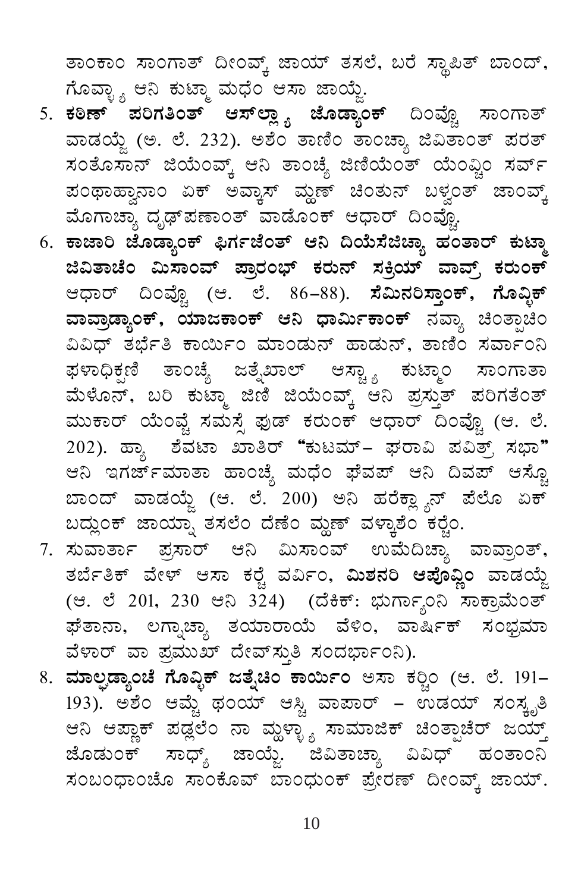ತಾಂಕಾಂ ಸಾಂಗಾತ್ ದೀಂವ್ಕ್ ಜಾಯ್ ತಸಲೆ, ಬರೆ ಸ್ಥಾಪಿತ್ ಬಾಂದ್, ಗೊವ್ಳ್ಯಾ ಆನಿ ಕುಟ್ಮಾ ಮಧೆಂ ಆಸಾ ಜಾಯ್ಜೆ.

5. **ಕಠಿಣ್ ಪರಿಗತಿಂತ್ ಆಸ್‌ಲ್ಲ್ಯಾ ಜೊಡ್ಯಾಂಕ್** ದಿಂವ್ಚೊ ಸಾಂಗಾತ್ ವಾಡಯ್ಜೆ (ಅ. ಲೆ. 232). ಅಶೆಂ ತಾಣಿಂ ತಾಂಚ್ಯಾ ಜಿವಿತಾಂತ್ ಪರತ್ ಸಂತೊಸಾನ್ ಜಿಯೆಂವ್ಕ್ ಆನಿ ತಾಂಚ್ಯೆ ಜಿಣಿಯೆಂತ್ ಯೆಂವ್ಚಿಂ ಸರ್ವ್ ಪಂಥಾಹ್ವಾನಾಂ ಏಕ್ ಅವ್ಕಾಸ್ ಮ್ಹಣ್ ಚಿಂತುನ್ ಬಳ್ವಂತ್ ಜಾಂವ್ಕ್ ಮೊಗಾಚ್ಯಾ ದೃಢ್‌ಪಣಾಂತ್ ವಾಡೊಂಕ್ ಆಧಾರ್ ದಿಂವ್ಚೊ.

6. **ಕಾಜಾರಿ ಜೊಡ್ಯಾಂಕ್ ಫಿರ್ಗಜೆಂತ್ ಆನಿ ದಿಯೆಸೆಜಿಚ್ಯಾ ಹಂತಾರ್ ಕುಟ್ಮಾ ಜಿವಿತಾಚೆಂ ಮಿಸಾಂವ್ ಪ್ರಾರಂಭ್ ಕರುನ್ ಸಕ್ರಿಯ್ ವಾವ್ರ್ ಕರುಂಕ್** ಆಧಾರ್ ದಿಂವ್ಚೊ (ಆ. ಲೆ. 86–88). **ಸೆಮಿನರಿಸ್ತಾಂಕ್, ಗೊವ್ಳಿಕ್ ವಾವ್ರಾಡ್ಯಾಂಕ್, ಯಾಜಕಾಂಕ್ ಆನಿ ಧಾರ್ಮಿಕಾಂಕ್** ನವ್ಯಾ ಚಿಂತ್ಪಾಚಿಂ ವಿವಿಧ್ ತರ್ಬೆತಿ ಕಾರ್ಯಿಂ ಮಾಂಡುನ್ ಹಾಡುನ್, ತಾಣಿಂ ಸರ್ವಾಂನಿ ಫಳಾಧಿಕ್ಪಣಿ ತಾಂಚ್ಯೆ ಜತ್ನೆಖಾಲ್ ಆಸ್ಚ್ಯಾ ಕುಟ್ಮಾಂ ಸಾಂಗಾತಾ ಮೆಳೊನ್, ಬರಿ ಕುಟ್ಮಾ ಜಿಣಿ ಜಿಯೆಂವ್ಕ್ ಆನಿ ಪ್ರಸ್ತುತ್ ಪರಿಗತೆಂತ್ ಮುಕಾರ್ ಯೆಂವ್ಚೆ ಸಮಸ್ಸೆ ಫುಡ್ ಕರುಂಕ್ ಆಧಾರ್ ದಿಂವ್ಚೊ (ಆ. ಲೆ. 202). ಹ್ಯಾ ಶೆವಟಾ ಖಾತಿರ್ **"ಕುಟಮ್– ಘರಾವಿ ಪವಿತ್ರ್ ಸಭಾ"** ಆನಿ ಇಗರ್ಜ್‌ಮಾತಾ ಹಾಂಚ್ಯೆ ಮಧೆಂ ಫೆವಪ್ ಆನಿ ದಿವಪ್ ಆಸ್ಚೊ ಬಾಂದ್ ವಾಡಯ್ಜೆ (ಆ. ಲೆ. 200) ಅನಿ ಹರೆಕ್ಲ್ಯಾನ್ ಪೆಲೊ ಏಕ್ ಬದ್ಲುಂಕ್ ಜಾಯ್ನಾ ತಸಲೆಂ ದೆಣೆಂ ಮ್ಹಣ್ ವಳ್ಖಾಶೆಂ ಕರ್ಚೆಂ.

7. ಸುವಾರ್ತಾ ಪ್ರಸಾರ್ ಆನಿ ಮಿಸಾಂವ್ ಉಮೆದಿಚ್ಯಾ ವಾವ್ರಾಂತ್, ತರ್ಬೆತಿಕ್ ವೇಳ್ ಆಸಾ ಕರ್ಚೆ ವರ್ವಿಂ, **ಮಿಶನರಿ ಆಪೊವ್ಣಿಂ** ವಾಡಯ್ಜೆ (ಆ. ಲೆ 201, 230 ಆನಿ 324) (ದೆಕಿಕ್: ಭುರ್ಗ್ಯಾಂನಿ ಸಾಕ್ರಾಮೆಂತ್ ಘೆತಾನಾ, ಲಗ್ನಾಚ್ಯಾ ತಯಾರಾಯೆ ವೆಳಿಂ, ವಾರ್ಷಿಕ್ ಸಂಭ್ರಮಾ ವೆಳಾರ್ ವಾ ಪ್ರಮುಖ್ ದೇವ್‌ಸ್ತುತಿ ಸಂದರ್ಭಾಂನಿ).

8. **ಮಾಲ್ಘಡ್ಯಾಂಚೆ ಗೊವ್ಳಿಕ್ ಜತ್ನೆಚಿಂ ಕಾರ್ಯಿಂ** ಅಸಾ ಕರ್ಚಿಂ (ಆ. ಲೆ. 191–193). ಅಶೆಂ ಆಮ್ಚೆ ಥಂಯ್ ಆಸ್ಚಿ ವಾಪಾರ್ – ಉಡಯ್ ಸಂಸ್ಕೃತಿ ಆನಿ ಆಪ್ಣಾಕ್ ಪಡ್ಲಲೆಂ ನಾ ಮ್ಹಳ್ಳ್ಯಾ ಸಾಮಾಜಿಕ್ ಚಿಂತ್ಪಾಚೆರ್ ಜಯ್ತ್ ಜೊಡುಂಕ್ ಸಾಧ್ಯ್ ಜಾಯ್ಜೆ. ಜಿವಿತಾಚ್ಯಾ ವಿವಿಧ್ ಹಂತಾಂನಿ ಸಂಬಂಧಾಂಚೊ ಸಾಂಕೊವ್ ಬಾಂಧುಂಕ್ ಪ್ರೇರಣ್ ದೀಂವ್ಕ್ ಜಾಯ್.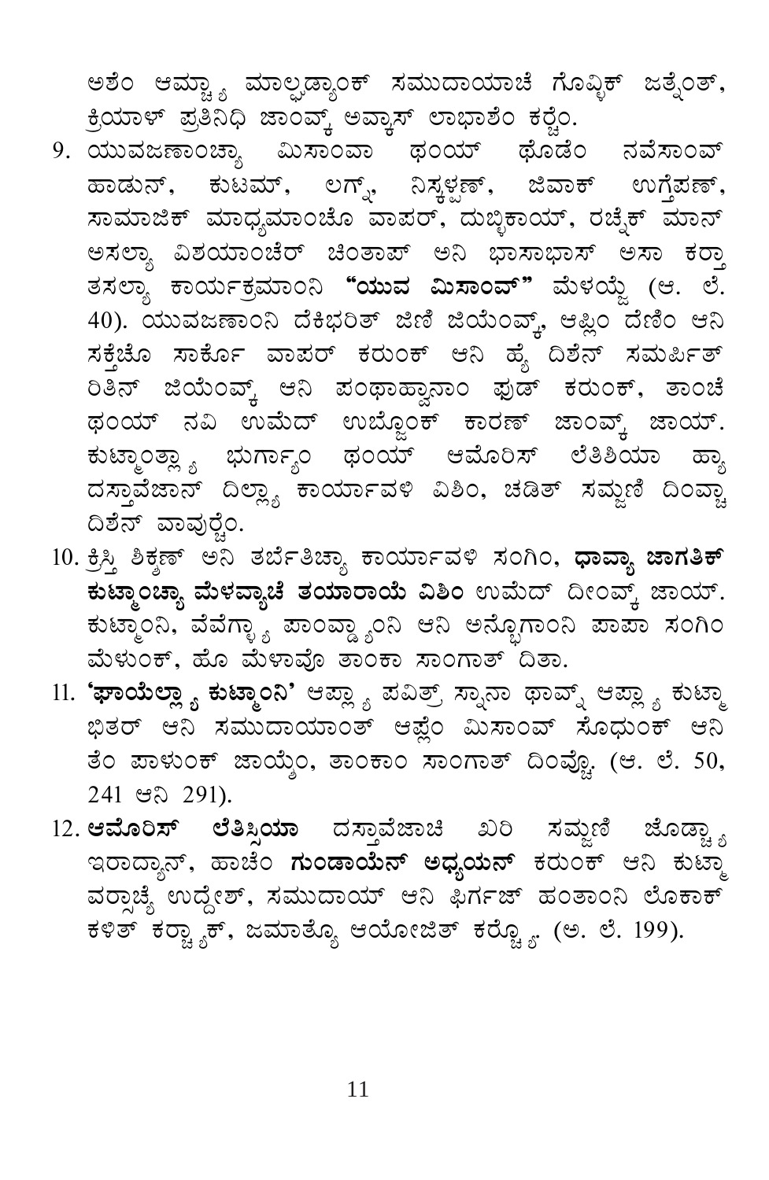ಅಶೆಂ ಆಮ್ಚ್ಯಾ ಮಾಲ್ಘಡ್ಯಾಂಕ್ ಸಮುದಾಯಾಚೆ ಗೊಪ್ಪಿಕ್ ಜತ್ನೆಂತ್, ಕ್ರಿಯಾಳ್ ಪ್ರತಿನಿಧಿ ಜಾಂವ್ಕ್ ಅವ್ಕಾಸ್ ಲಾಭಾಶೆಂ ಕರ್ಚೆಂ.

9. ಯುವಜಣಾಂಚ್ಯಾ ಮಿಸಾಂವಾ ಥಂಯ್ ಥೊಡೆಂ ನವೆಸಾಂವ್ ಹಾಡುನ್, ಕುಟಮ್, ಲಗ್ನ್, ನಿಸ್ಕಳ್ಪಣ್, ಜಿವಾಕ್ ಉಗ್ತೆಪಣ್, ಸಾಮಾಜಿಕ್ ಮಾಧ್ಯಮಾಂಚೊ ವಾಪರ್, ದುಬ್ಳಿಕಾಯ್, ರಚ್ಣೆಕ್ ಮಾನ್ ಅಸಲ್ಯಾ ವಿಶಯಾಂಚೆರ್ ಚಿಂತಾಪ್ ಅನಿ ಭಾಸಾಭಾಸ್ ಅಸಾ ಕರ್ತಾ ತಸಲ್ಯಾ ಕಾರ್ಯಕ್ರಮಾಂನಿ **"ಯುವ ಮಿಸಾಂವ್"** ಮೆಳಯ್ಜೆ (ಆ. ಲೆ. 40). ಯುವಜಣಾಂನಿ ದೆಕಿಭರಿತ್ ಜಿಣಿ ಜಿಯೆಂವ್ಕ್, ಆಪ್ಲಿಂ ದೆಣಿಂ ಆನಿ ಸಕ್ತೆಚೊ ಸಾರ್ಕೊ ವಾಪರ್ ಕರುಂಕ್ ಆನಿ ಹ್ಯೆ ದಿಶೆನ್ ಸಮರ್ಪಿತ್ ರಿತಿನ್ ಜಿಯೆಂವ್ಕ್ ಆನಿ ಪಂಥಾಹ್ವಾನಾಂ ಫುಡ್ ಕರುಂಕ್, ತಾಂಚೆ ಥಂಯ್ ನವಿ ಉಮೆದ್ ಉಬ್ಜೊಂಕ್ ಕಾರಣ್ ಜಾಂವ್ಕ್ ಜಾಯ್. ಕುಟ್ಮಾಂತ್ಲ್ಯಾ ಭುರ್ಗ್ಯಾಂ ಥಂಯ್ ಆಮೊರಿಸ್ ಲೆತಿಶಿಯಾ ಹ್ಯಾ ದಸ್ತಾವೆಜಾನ್ ದಿಲ್ಲ್ಯಾ ಕಾರ್ಯಾವಳಿ ವಿಶಿಂ, ಚಡಿತ್ ಸಮ್ಜಣಿ ದಿಂವ್ಚ್ಯಾ ದಿಶೆನ್ ವಾವುರ್ಚೆಂ.

10. ಕ್ರಿಸ್ತಿ ಶಿಕ್ಷಣ್ ಅನಿ ತರ್ಬೆತಿಚ್ಯಾ ಕಾರ್ಯಾವಳಿ ಸಂಗಿಂ, **ಧಾವ್ಯಾ ಜಾಗತಿಕ್ ಕುಟ್ಮಾಂಚ್ಯಾ ಮೆಳವ್ಯಾಚೆ ತಯಾರಾಯೆ ವಿಶಿಂ** ಉಮೆದ್ ದೀಂವ್ಕ್ ಜಾಯ್. ಕುಟ್ಮಾಂನಿ, ವೆವೆಗ್ಳ್ಯಾ ಪಾಂವ್ಡ್ಯಾಂನಿ ಆನಿ ಅನ್ಭೊಗಾಂನಿ ಪಾಪಾ ಸಂಗಿಂ ಮೆಳುಂಕ್, ಹೊ ಮೆಳಾವೊ ತಾಂಕಾ ಸಾಂಗಾತ್ ದಿತಾ.

11. **'ಘಾಯೆಲ್ಲ್ಯಾ ಕುಟ್ಮಾಂನಿ'** ಆಪ್ಲ್ಯಾ ಪವಿತ್ರ್ ಸ್ನಾನಾ ಥಾವ್ನ್ ಆಪ್ಲ್ಯಾ ಕುಟ್ಮಾ ಭಿತರ್ ಆನಿ ಸಮುದಾಯಾಂತ್ ಆಪ್ಲೆಂ ಮಿಸಾಂವ್ ಸೊಧುಂಕ್ ಆನಿ ತೆಂ ಪಾಳುಂಕ್ ಜಾಯ್ತೆಂ, ತಾಂಕಾಂ ಸಾಂಗಾತ್ ದಿಂವ್ಚೊ. (ಆ. ಲೆ. 50, 241 ಆನಿ 291).

12. **ಆಮೊರಿಸ್ ಲೆತಿಸ್ಸಿಯಾ** ದಸ್ತಾವೆಜಾಚಿ ಖರಿ ಸಮ್ಜಣಿ ಜೊಡ್ಚ್ಯಾ ಇರಾದ್ಯಾನ್, ಹಾಚೆಂ **ಗುಂಡಾಯೆನ್ ಅಧ್ಯಯನ್** ಕರುಂಕ್ ಆನಿ ಕುಟ್ಮಾ ವರ್ಸಾಚ್ಯೆ ಉದ್ದೇಶ್, ಸಮುದಾಯ್ ಆನಿ ಫಿರ್ಗಜ್ ಹಂತಾಂನಿ ಲೊಕಾಕ್ ಕಳಿತ್ ಕರ್ಚ್ಯಾಕ್, ಜಮಾತ್ಯೊ ಆಯೋಜಿತ್ ಕರ್ಚ್ಯೊ. (ಅ. ಲೆ. 199).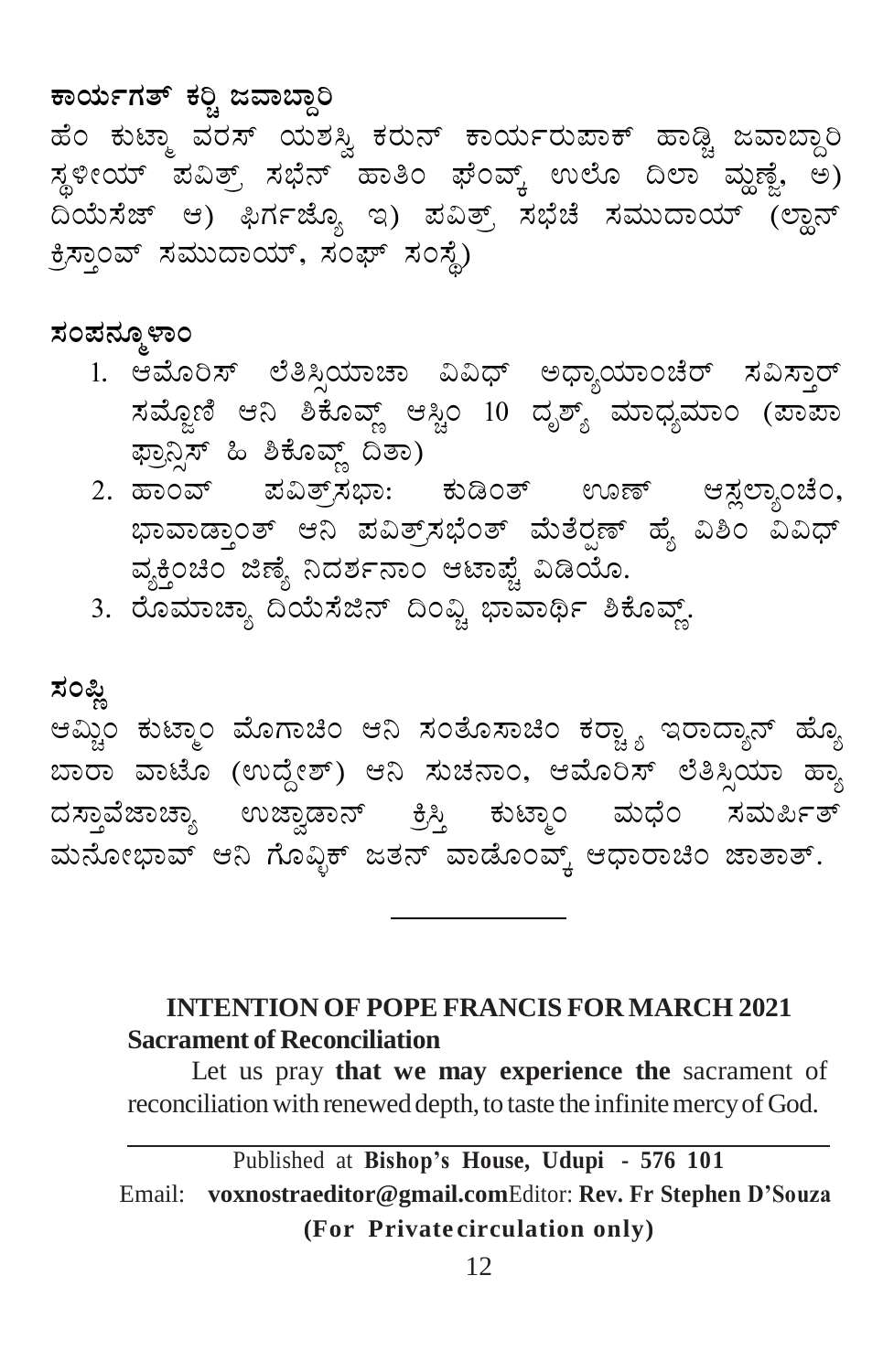**ಕಾರ್ಯಗತ್ ಕರ್ಚಿ ಜವಾಬ್ದಾರಿ**

ಹೆಂ ಕುಟ್ಮಾ ವರಸ್ ಯಶಸ್ವಿ ಕರುನ್ ಕಾರ್ಯರುಪಾಕ್ ಹಾಡ್ಚಿ ಜವಾಬ್ದಾರಿ ಸ್ಥಳೀಯ್ ಪವಿತ್ರ್ ಸಭೆನ್ ಹಾತಿಂ ಘೆಂವ್ಕ್ ಉಲೊ ದಿಲಾ ಮ್ಹಣ್ಜೆ, ಅ) ದಿಯೆಸೆಜ್ ಆ) ಫಿರ್ಗಜ್ಯೊ ಇ) ಪವಿತ್ರ್ ಸಭೆಚೆ ಸಮುದಾಯ್ (ಲ್ಹಾನ್ ಕ್ರಿಸ್ತಾಂವ್ ಸಮುದಾಯ್, ಸಂಘ್ ಸಂಸ್ಥೆ)

**ಸಂಪನ್ಮೂಳಾಂ**

1. ಆಮೊರಿಸ್ ಲೆತಿಸ್ಸಿಯಾಚಾ ವಿವಿಧ್ ಅಧ್ಯಾಯಾಂಚೆರ್ ಸವಿಸ್ತಾರ್ ಸಮ್ಜೊಣಿ ಆನಿ ಶಿಕೊವ್ಣ್ ಆಸ್ಚಿಂ 10 ದೃಶ್ಯ್ ಮಾಧ್ಯಮಾಂ (ಪಾಪಾ ಫ್ರಾನ್ಸಿಸ್ ಹಿ ಶಿಕೊವ್ಣ್ ದಿತಾ)
2. ಹಾಂವ್ ಪವಿತ್ರ್‌ಸಭಾ: ಕುಡಿಂತ್ ಊಣ್ ಆಸ್ಲಲ್ಯಾಂಚೆಂ, ಭಾವಾಡ್ತಾಂತ್ ಆನಿ ಪವಿತ್ರ್‌ಸಭೆಂತ್ ಮೆತೆರ್ಪಣ್ ಹೈ ವಿಶಿಂ ವಿವಿಧ್ ವ್ಯಕ್ತಿಂಚಿಂ ಜಿಣ್ಯೆ ನಿದರ್ಶನಾಂ ಆಟಾಪ್ಚೆ ವಿಡಿಯೊ.
3. ರೊಮಾಚ್ಯಾ ದಿಯೆಸೆಜಿನ್ ದಿಂವ್ಚಿ ಭಾವಾರ್ಥಿ ಶಿಕೊವ್ಣ್.

**ಸಂಕ್ಷಿಪ್ಣಿ**

ಆಮ್ಚಿಂ ಕುಟ್ಮಾಂ ಮೊಗಾಚಿಂ ಆನಿ ಸಂತೊಸಾಚಿಂ ಕರ್ಚ್ಯಾ ಇರಾದ್ಯಾನ್ ಹ್ಯೊ ಬಾರಾ ವಾಟೊ (ಉದ್ದೇಶ್) ಆನಿ ಸುಚನಾಂ, ಆಮೊರಿಸ್ ಲೆತಿಸ್ಸಿಯಾ ಹ್ಯಾ ದಸ್ತಾವೆಜಾಚ್ಯಾ ಉಜ್ವಾಡಾನ್ ಕ್ರಿಸ್ತಿ ಕುಟ್ಮಾಂ ಮಧೆಂ ಸಮರ್ಪಿತ್ ಮನೋಭಾವ್ ಆನಿ ಗೊಪ್ಪಿಕ್ ಜತನ್ ವಾಡೊಂವ್ಕ್ ಆಧಾರಾಚಿಂ ಜಾತಾತ್.

---

**INTENTION OF POPE FRANCIS FOR MARCH 2021**

**Sacrament of Reconciliation**

Let us pray **that we may experience the** sacrament of reconciliation with renewed depth, to taste the infinite mercy of God.

---

Published at **Bishop's House, Udupi - 576 101**

Email: **voxnostraeditor@gmail.com** Editor: **Rev. Fr Stephen D'Souza**

**(For Private circulation only)**